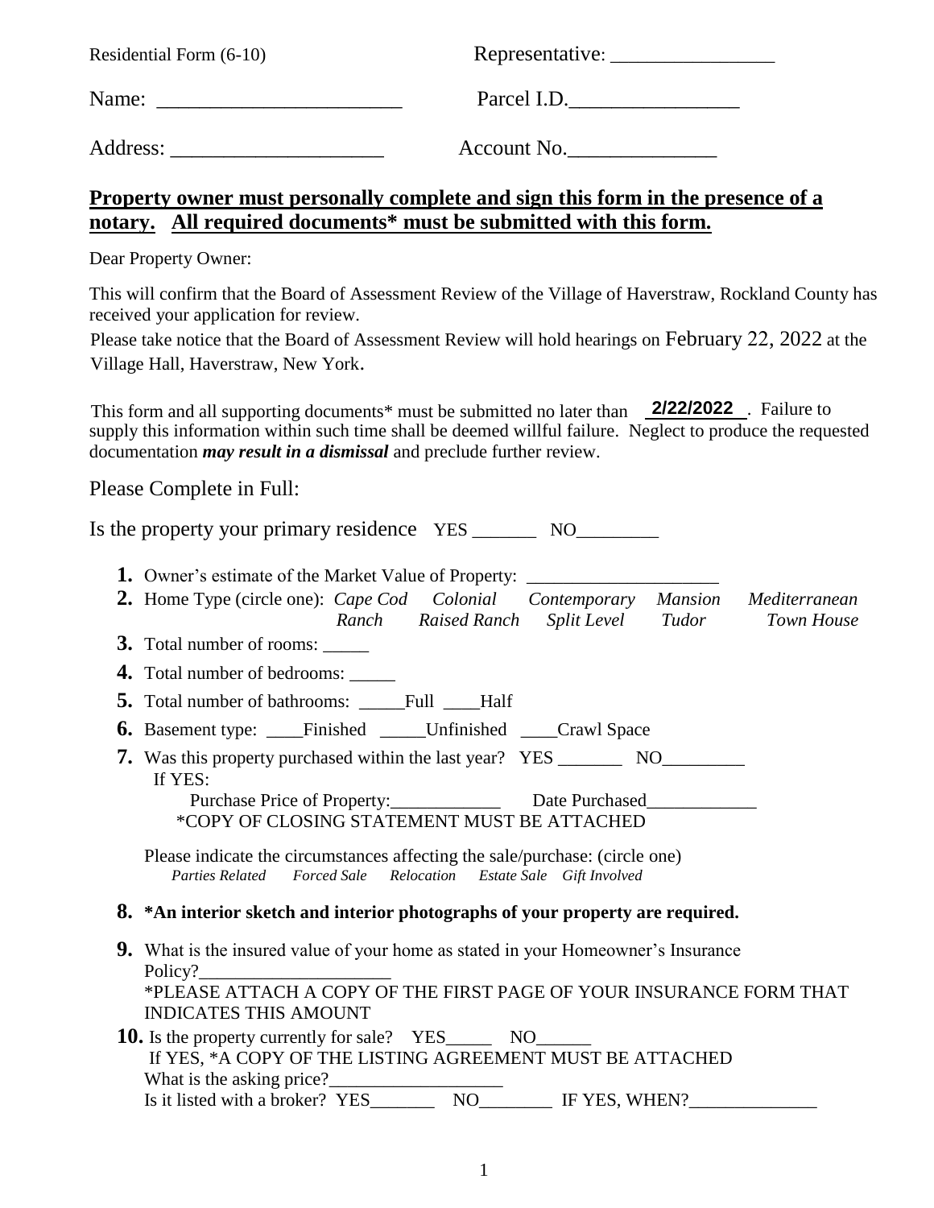Residential Form (6-10) Representative: ________________

Name: _______________________ Parcel I.D.________________

Address: ____________________ Account No.______________

**Property owner must personally complete and sign this form in the presence of a notary. All required documents* must be submitted with this form.**

Dear Property Owner:

This will confirm that the Board of Assessment Review of the Village of Haverstraw, Rockland County has received your application for review.

Please take notice that the Board of Assessment Review will hold hearings on February 22, 2022 at the Village Hall, Haverstraw, New York.

This form and all supporting documents* must be submitted no later than **2/22/2022**. Failure to supply this information within such time shall be deemed willful failure. Neglect to produce the requested documentation ***may result in a dismissal*** and preclude further review.

Please Complete in Full:

Is the property your primary residence YES _______ NO_________

1. Owner's estimate of the Market Value of Property: ____________________
2. Home Type (circle one): *Cape Cod Colonial Contemporary Mansion Mediterranean Ranch Raised Ranch Split Level Tudor Town House*
3. Total number of rooms: _____
4. Total number of bedrooms: _____
5. Total number of bathrooms: _____Full ____Half
6. Basement type: ____Finished _____Unfinished ____Crawl Space
7. Was this property purchased within the last year? YES _______ NO_________
   If YES:
   Purchase Price of Property:____________ Date Purchased____________
   *COPY OF CLOSING STATEMENT MUST BE ATTACHED

   Please indicate the circumstances affecting the sale/purchase: (circle one)
   *Parties Related Forced Sale Relocation Estate Sale Gift Involved*
8. **\*An interior sketch and interior photographs of your property are required.**
9. What is the insured value of your home as stated in your Homeowner's Insurance Policy?____________________
   *PLEASE ATTACH A COPY OF THE FIRST PAGE OF YOUR INSURANCE FORM THAT INDICATES THIS AMOUNT
10. Is the property currently for sale? YES_____ NO______
    If YES, *A COPY OF THE LISTING AGREEMENT MUST BE ATTACHED
    What is the asking price?___________________
    Is it listed with a broker? YES_______ NO________ IF YES, WHEN?______________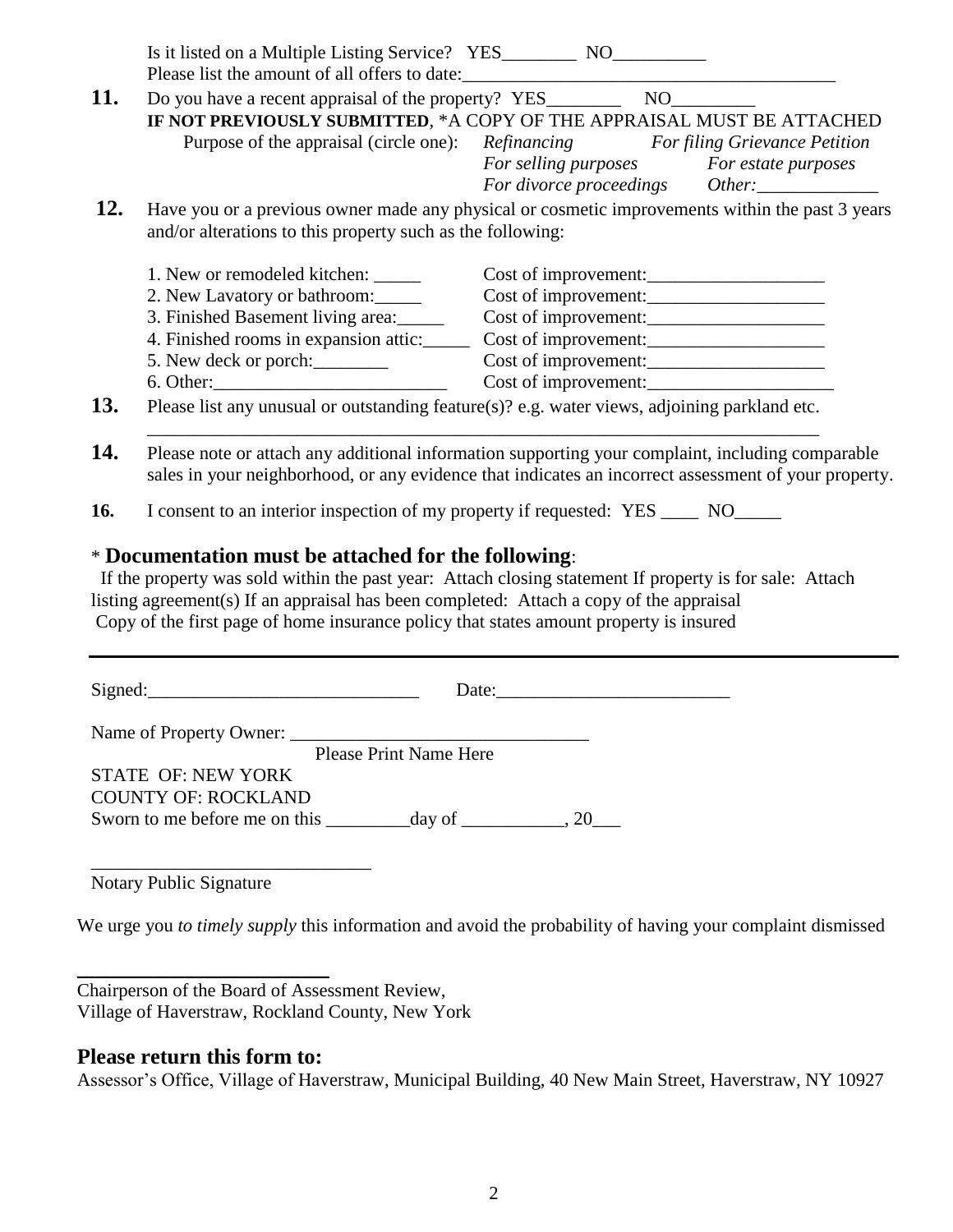Is it listed on a Multiple Listing Service? YES________ NO__________

Please list the amount of all offers to date:________________________________________

**11.** Do you have a recent appraisal of the property? YES________ NO_________

**IF NOT PREVIOUSLY SUBMITTED**, *A COPY OF THE APPRAISAL MUST BE ATTACHED

Purpose of the appraisal (circle one): *Refinancing* *For filing Grievance Petition* *For selling purposes* *For estate purposes* *For divorce proceedings* *Other:*_____________

**12.** Have you or a previous owner made any physical or cosmetic improvements within the past 3 years and/or alterations to this property such as the following:

1. New or remodeled kitchen: _____ Cost of improvement:___________________
2. New Lavatory or bathroom:_____ Cost of improvement:___________________
3. Finished Basement living area:_____ Cost of improvement:___________________
4. Finished rooms in expansion attic:_____ Cost of improvement:___________________
5. New deck or porch:________ Cost of improvement:___________________
6. Other:_________________________ Cost of improvement:____________________

**13.** Please list any unusual or outstanding feature(s)? e.g. water views, adjoining parkland etc.

___________________________________________________________________________

**14.** Please note or attach any additional information supporting your complaint, including comparable sales in your neighborhood, or any evidence that indicates an incorrect assessment of your property.

**16.** I consent to an interior inspection of my property if requested: YES ____ NO_____

## * Documentation must be attached for the following:

If the property was sold within the past year: Attach closing statement If property is for sale: Attach listing agreement(s) If an appraisal has been completed: Attach a copy of the appraisal
Copy of the first page of home insurance policy that states amount property is insured

---

Signed:_____________________________ Date:_________________________

Name of Property Owner: ________________________________
Please Print Name Here

STATE OF: NEW YORK
COUNTY OF: ROCKLAND
Sworn to me before me on this _________day of ___________, 20___

______________________________
Notary Public Signature

We urge you *to timely supply* this information and avoid the probability of having your complaint dismissed

**_________________________**
Chairperson of the Board of Assessment Review,
Village of Haverstraw, Rockland County, New York

## Please return this form to:

Assessor's Office, Village of Haverstraw, Municipal Building, 40 New Main Street, Haverstraw, NY 10927